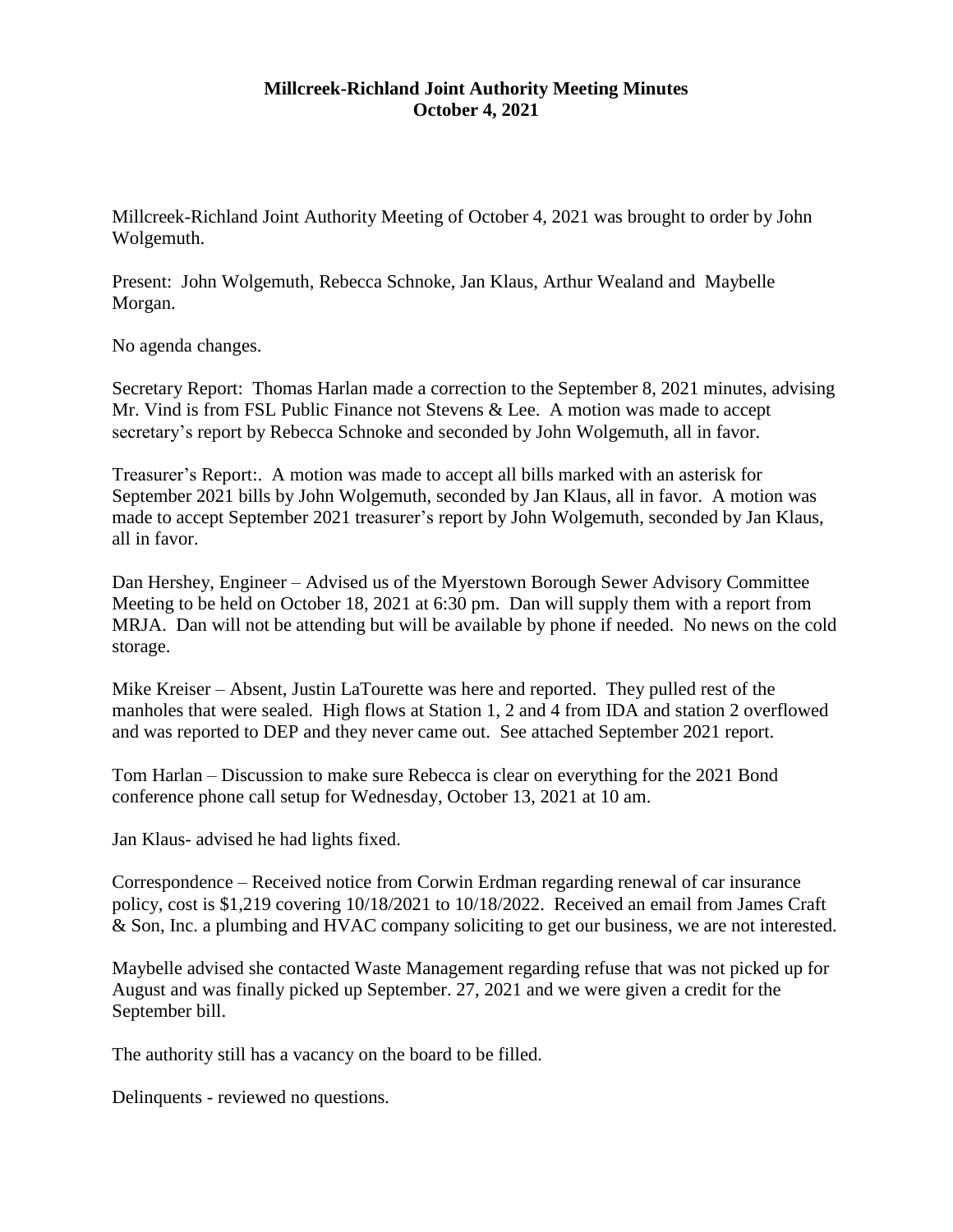# Millcreek-Richland Joint Authority Meeting Minutes
## October 4, 2021

Millcreek-Richland Joint Authority Meeting of October 4, 2021 was brought to order by John Wolgemuth.

Present: John Wolgemuth, Rebecca Schnoke, Jan Klaus, Arthur Wealand and Maybelle Morgan.

No agenda changes.

Secretary Report: Thomas Harlan made a correction to the September 8, 2021 minutes, advising Mr. Vind is from FSL Public Finance not Stevens & Lee. A motion was made to accept secretary's report by Rebecca Schnoke and seconded by John Wolgemuth, all in favor.

Treasurer's Report:. A motion was made to accept all bills marked with an asterisk for September 2021 bills by John Wolgemuth, seconded by Jan Klaus, all in favor. A motion was made to accept September 2021 treasurer's report by John Wolgemuth, seconded by Jan Klaus, all in favor.

Dan Hershey, Engineer – Advised us of the Myerstown Borough Sewer Advisory Committee Meeting to be held on October 18, 2021 at 6:30 pm. Dan will supply them with a report from MRJA. Dan will not be attending but will be available by phone if needed. No news on the cold storage.

Mike Kreiser – Absent, Justin LaTourette was here and reported. They pulled rest of the manholes that were sealed. High flows at Station 1, 2 and 4 from IDA and station 2 overflowed and was reported to DEP and they never came out. See attached September 2021 report.

Tom Harlan – Discussion to make sure Rebecca is clear on everything for the 2021 Bond conference phone call setup for Wednesday, October 13, 2021 at 10 am.

Jan Klaus- advised he had lights fixed.

Correspondence – Received notice from Corwin Erdman regarding renewal of car insurance policy, cost is $1,219 covering 10/18/2021 to 10/18/2022. Received an email from James Craft & Son, Inc. a plumbing and HVAC company soliciting to get our business, we are not interested.

Maybelle advised she contacted Waste Management regarding refuse that was not picked up for August and was finally picked up September. 27, 2021 and we were given a credit for the September bill.

The authority still has a vacancy on the board to be filled.

Delinquents - reviewed no questions.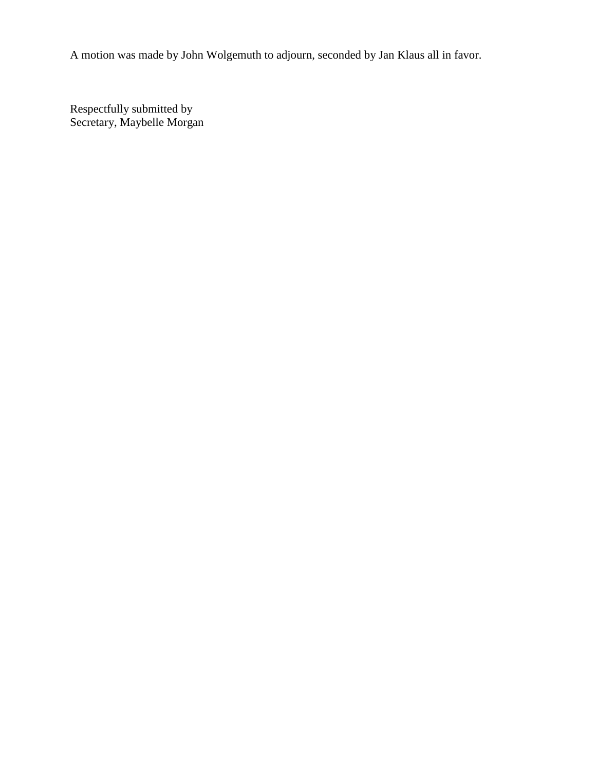A motion was made by John Wolgemuth to adjourn, seconded by Jan Klaus all in favor.

Respectfully submitted by
Secretary, Maybelle Morgan